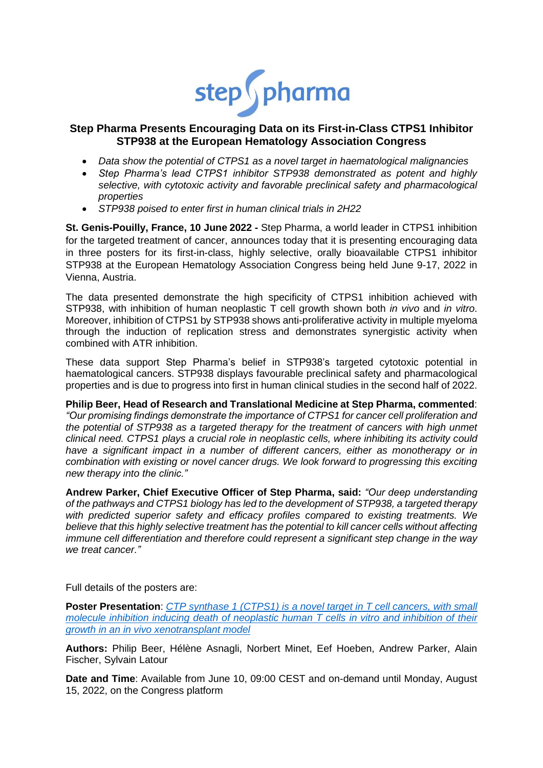step pharma

## Step Pharma Presents Encouraging Data on its First-in-Class CTPS1 Inhibitor STP938 at the European Hematology Association Congress

- *Data show the potential of CTPS1 as a novel target in haematological malignancies*
- *Step Pharma's lead CTPS1 inhibitor STP938 demonstrated as potent and highly selective, with cytotoxic activity and favorable preclinical safety and pharmacological properties*
- *STP938 poised to enter first in human clinical trials in 2H22*

**St. Genis-Pouilly, France, 10 June 2022 -** Step Pharma, a world leader in CTPS1 inhibition for the targeted treatment of cancer, announces today that it is presenting encouraging data in three posters for its first-in-class, highly selective, orally bioavailable CTPS1 inhibitor STP938 at the European Hematology Association Congress being held June 9-17, 2022 in Vienna, Austria.

The data presented demonstrate the high specificity of CTPS1 inhibition achieved with STP938, with inhibition of human neoplastic T cell growth shown both *in vivo* and *in vitro*. Moreover, inhibition of CTPS1 by STP938 shows anti-proliferative activity in multiple myeloma through the induction of replication stress and demonstrates synergistic activity when combined with ATR inhibition.

These data support Step Pharma's belief in STP938's targeted cytotoxic potential in haematological cancers. STP938 displays favourable preclinical safety and pharmacological properties and is due to progress into first in human clinical studies in the second half of 2022.

**Philip Beer, Head of Research and Translational Medicine at Step Pharma, commented**: *"Our promising findings demonstrate the importance of CTPS1 for cancer cell proliferation and the potential of STP938 as a targeted therapy for the treatment of cancers with high unmet clinical need. CTPS1 plays a crucial role in neoplastic cells, where inhibiting its activity could have a significant impact in a number of different cancers, either as monotherapy or in combination with existing or novel cancer drugs. We look forward to progressing this exciting new therapy into the clinic."*

**Andrew Parker, Chief Executive Officer of Step Pharma, said:** *"Our deep understanding of the pathways and CTPS1 biology has led to the development of STP938, a targeted therapy with predicted superior safety and efficacy profiles compared to existing treatments. We believe that this highly selective treatment has the potential to kill cancer cells without affecting immune cell differentiation and therefore could represent a significant step change in the way we treat cancer."*

Full details of the posters are:

**Poster Presentation**: *CTP synthase 1 (CTPS1) is a novel target in T cell cancers, with small molecule inhibition inducing death of neoplastic human T cells in vitro and inhibition of their growth in an in vivo xenotransplant model*

**Authors:** Philip Beer, Hélène Asnagli, Norbert Minet, Eef Hoeben, Andrew Parker, Alain Fischer, Sylvain Latour

**Date and Time**: Available from June 10, 09:00 CEST and on-demand until Monday, August 15, 2022, on the Congress platform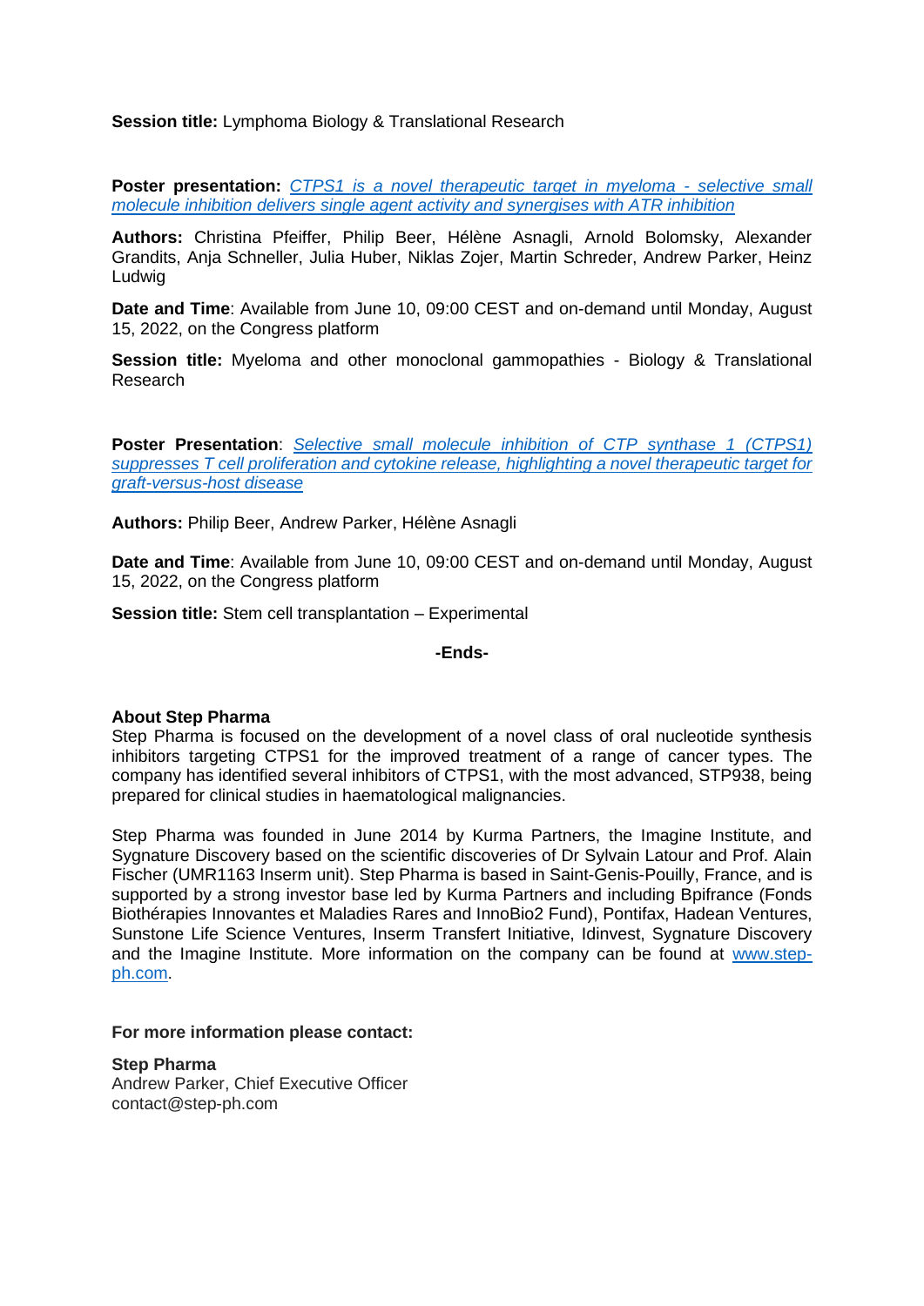**Session title:** Lymphoma Biology & Translational Research

**Poster presentation:** *CTPS1 is a novel therapeutic target in myeloma - selective small molecule inhibition delivers single agent activity and synergises with ATR inhibition*

**Authors:** Christina Pfeiffer, Philip Beer, Hélène Asnagli, Arnold Bolomsky, Alexander Grandits, Anja Schneller, Julia Huber, Niklas Zojer, Martin Schreder, Andrew Parker, Heinz Ludwig

**Date and Time**: Available from June 10, 09:00 CEST and on-demand until Monday, August 15, 2022, on the Congress platform

**Session title:** Myeloma and other monoclonal gammopathies - Biology & Translational Research

**Poster Presentation**: *Selective small molecule inhibition of CTP synthase 1 (CTPS1) suppresses T cell proliferation and cytokine release, highlighting a novel therapeutic target for graft-versus-host disease*

**Authors:** Philip Beer, Andrew Parker, Hélène Asnagli

**Date and Time**: Available from June 10, 09:00 CEST and on-demand until Monday, August 15, 2022, on the Congress platform

**Session title:** Stem cell transplantation – Experimental

**-Ends-**

**About Step Pharma**

Step Pharma is focused on the development of a novel class of oral nucleotide synthesis inhibitors targeting CTPS1 for the improved treatment of a range of cancer types. The company has identified several inhibitors of CTPS1, with the most advanced, STP938, being prepared for clinical studies in haematological malignancies.

Step Pharma was founded in June 2014 by Kurma Partners, the Imagine Institute, and Sygnature Discovery based on the scientific discoveries of Dr Sylvain Latour and Prof. Alain Fischer (UMR1163 Inserm unit). Step Pharma is based in Saint-Genis-Pouilly, France, and is supported by a strong investor base led by Kurma Partners and including Bpifrance (Fonds Biothérapies Innovantes et Maladies Rares and InnoBio2 Fund), Pontifax, Hadean Ventures, Sunstone Life Science Ventures, Inserm Transfert Initiative, Idinvest, Sygnature Discovery and the Imagine Institute. More information on the company can be found at www.step-ph.com.

**For more information please contact:**

**Step Pharma**
Andrew Parker, Chief Executive Officer
contact@step-ph.com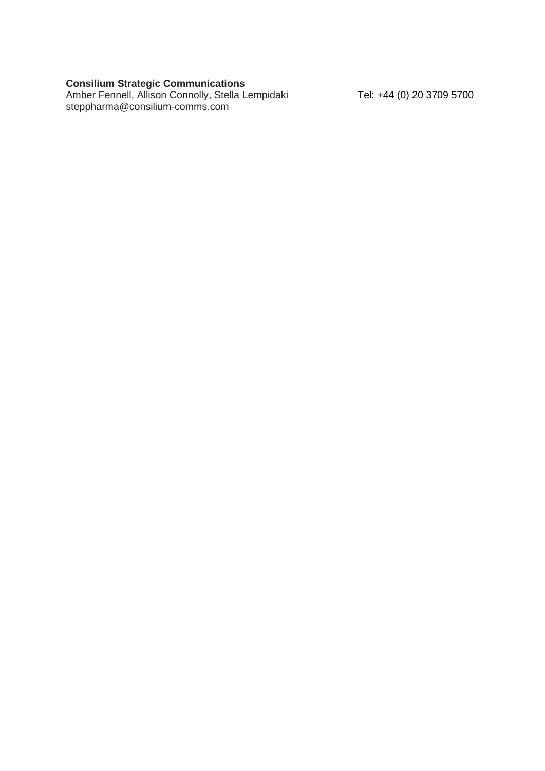**Consilium Strategic Communications**
Amber Fennell, Allison Connolly, Stella Lempidaki
steppharma@consilium-comms.com

Tel: +44 (0) 20 3709 5700